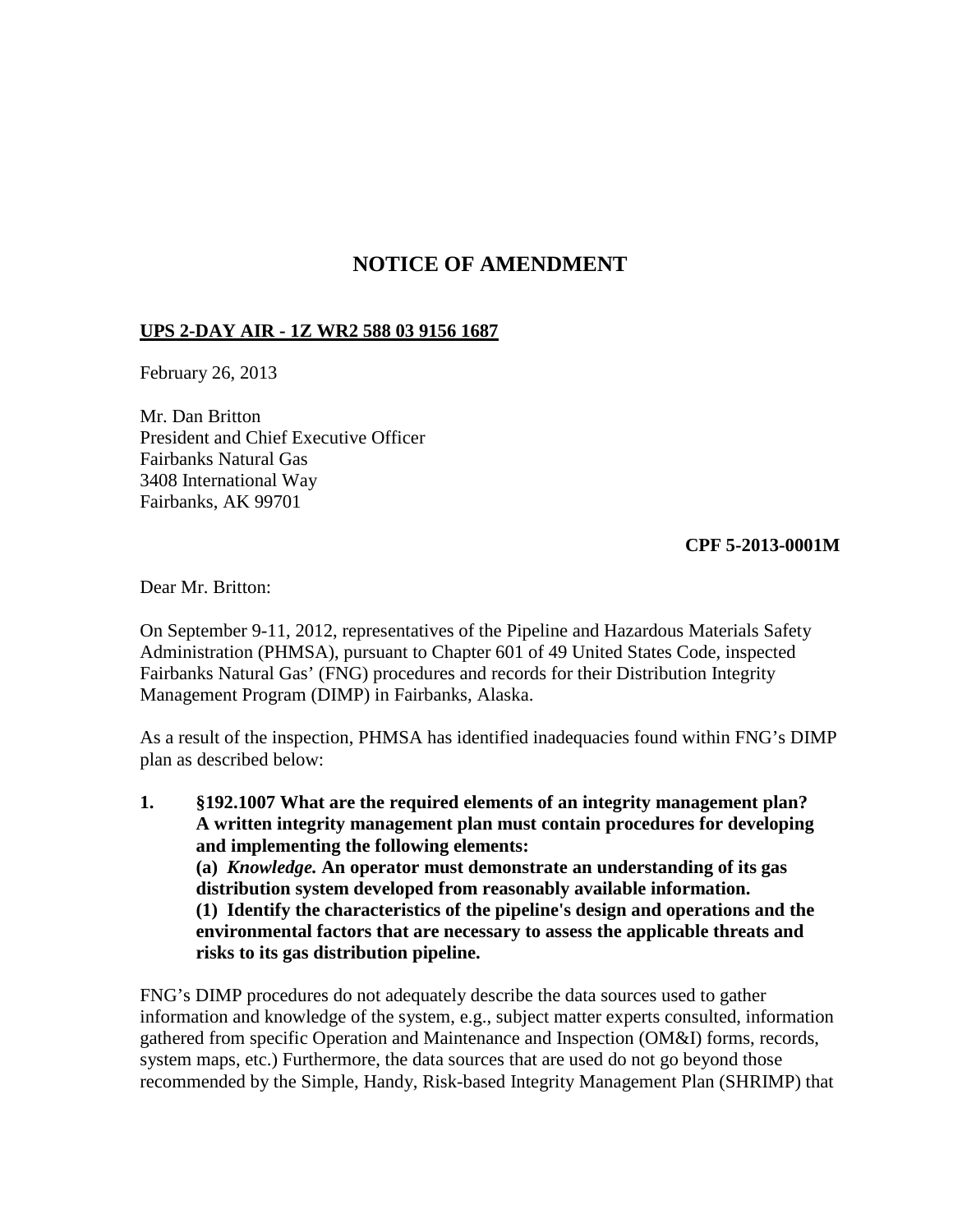# NOTICE OF AMENDMENT

**UPS 2-DAY AIR - 1Z WR2 588 03 9156 1687**

February 26, 2013

Mr. Dan Britton
President and Chief Executive Officer
Fairbanks Natural Gas
3408 International Way
Fairbanks, AK 99701

**CPF 5-2013-0001M**

Dear Mr. Britton:

On September 9-11, 2012, representatives of the Pipeline and Hazardous Materials Safety Administration (PHMSA), pursuant to Chapter 601 of 49 United States Code, inspected Fairbanks Natural Gas' (FNG) procedures and records for their Distribution Integrity Management Program (DIMP) in Fairbanks, Alaska.

As a result of the inspection, PHMSA has identified inadequacies found within FNG's DIMP plan as described below:

1. **§192.1007 What are the required elements of an integrity management plan? A written integrity management plan must contain procedures for developing and implementing the following elements:**
   **(a) *Knowledge.* An operator must demonstrate an understanding of its gas distribution system developed from reasonably available information.**
   **(1) Identify the characteristics of the pipeline's design and operations and the environmental factors that are necessary to assess the applicable threats and risks to its gas distribution pipeline.**

FNG's DIMP procedures do not adequately describe the data sources used to gather information and knowledge of the system, e.g., subject matter experts consulted, information gathered from specific Operation and Maintenance and Inspection (OM&I) forms, records, system maps, etc.) Furthermore, the data sources that are used do not go beyond those recommended by the Simple, Handy, Risk-based Integrity Management Plan (SHRIMP) that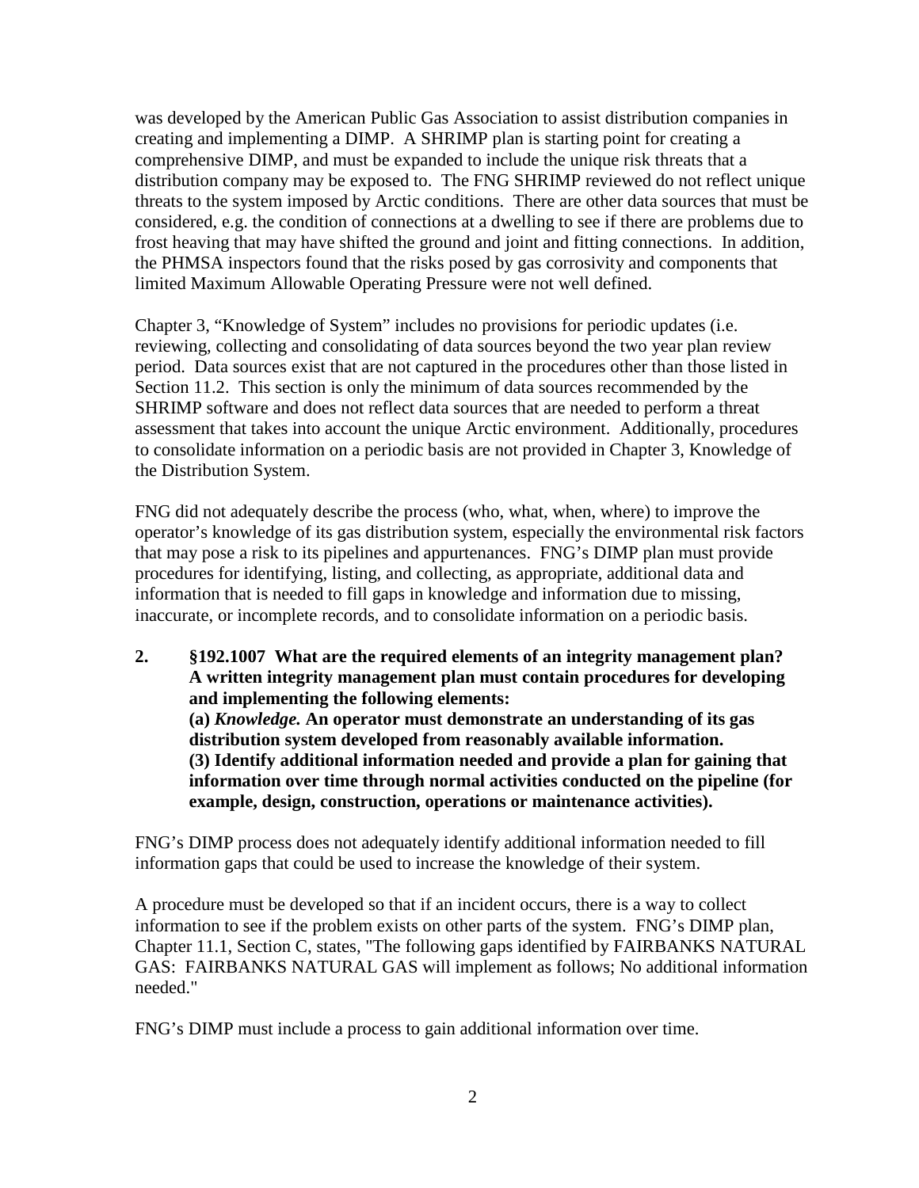was developed by the American Public Gas Association to assist distribution companies in creating and implementing a DIMP. A SHRIMP plan is starting point for creating a comprehensive DIMP, and must be expanded to include the unique risk threats that a distribution company may be exposed to. The FNG SHRIMP reviewed do not reflect unique threats to the system imposed by Arctic conditions. There are other data sources that must be considered, e.g. the condition of connections at a dwelling to see if there are problems due to frost heaving that may have shifted the ground and joint and fitting connections. In addition, the PHMSA inspectors found that the risks posed by gas corrosivity and components that limited Maximum Allowable Operating Pressure were not well defined.

Chapter 3, "Knowledge of System" includes no provisions for periodic updates (i.e. reviewing, collecting and consolidating of data sources beyond the two year plan review period. Data sources exist that are not captured in the procedures other than those listed in Section 11.2. This section is only the minimum of data sources recommended by the SHRIMP software and does not reflect data sources that are needed to perform a threat assessment that takes into account the unique Arctic environment. Additionally, procedures to consolidate information on a periodic basis are not provided in Chapter 3, Knowledge of the Distribution System.

FNG did not adequately describe the process (who, what, when, where) to improve the operator's knowledge of its gas distribution system, especially the environmental risk factors that may pose a risk to its pipelines and appurtenances. FNG's DIMP plan must provide procedures for identifying, listing, and collecting, as appropriate, additional data and information that is needed to fill gaps in knowledge and information due to missing, inaccurate, or incomplete records, and to consolidate information on a periodic basis.

**2. §192.1007 What are the required elements of an integrity management plan? A written integrity management plan must contain procedures for developing and implementing the following elements:**
**(a) *Knowledge.* An operator must demonstrate an understanding of its gas distribution system developed from reasonably available information.**
**(3) Identify additional information needed and provide a plan for gaining that information over time through normal activities conducted on the pipeline (for example, design, construction, operations or maintenance activities).**

FNG's DIMP process does not adequately identify additional information needed to fill information gaps that could be used to increase the knowledge of their system.

A procedure must be developed so that if an incident occurs, there is a way to collect information to see if the problem exists on other parts of the system. FNG's DIMP plan, Chapter 11.1, Section C, states, "The following gaps identified by FAIRBANKS NATURAL GAS: FAIRBANKS NATURAL GAS will implement as follows; No additional information needed."

FNG's DIMP must include a process to gain additional information over time.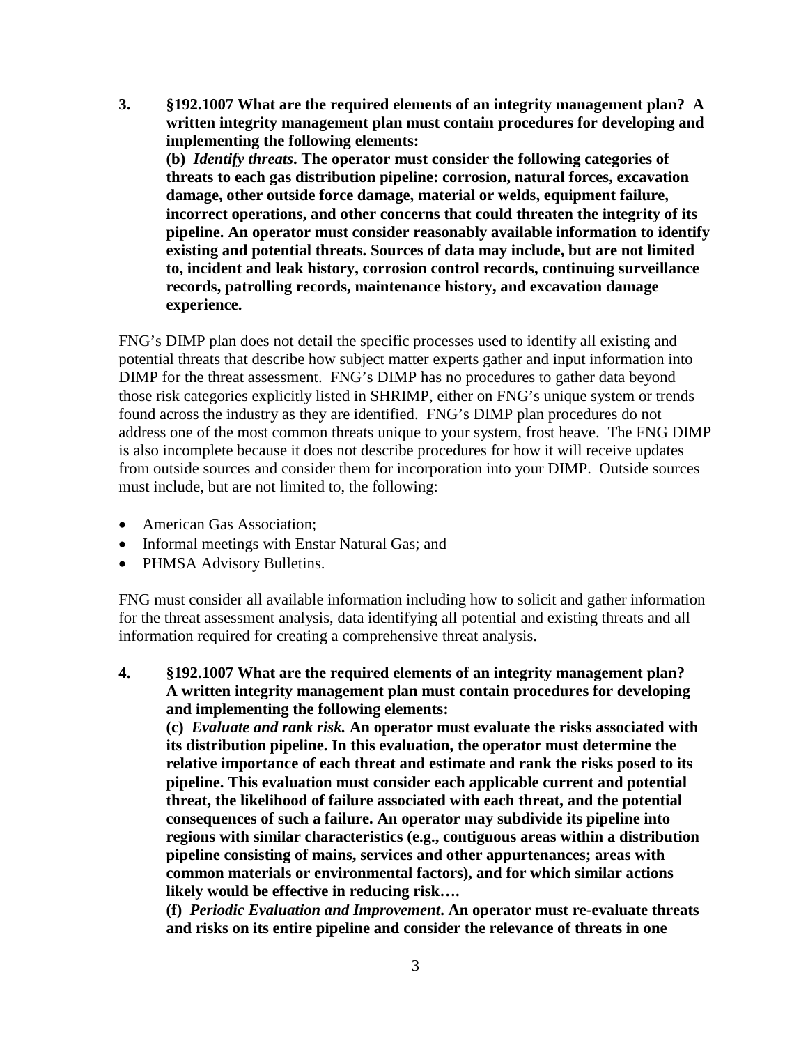**3. §192.1007 What are the required elements of an integrity management plan? A written integrity management plan must contain procedures for developing and implementing the following elements:**

**(b)** ***Identify threats*****. The operator must consider the following categories of threats to each gas distribution pipeline: corrosion, natural forces, excavation damage, other outside force damage, material or welds, equipment failure, incorrect operations, and other concerns that could threaten the integrity of its pipeline. An operator must consider reasonably available information to identify existing and potential threats. Sources of data may include, but are not limited to, incident and leak history, corrosion control records, continuing surveillance records, patrolling records, maintenance history, and excavation damage experience.**

FNG's DIMP plan does not detail the specific processes used to identify all existing and potential threats that describe how subject matter experts gather and input information into DIMP for the threat assessment. FNG's DIMP has no procedures to gather data beyond those risk categories explicitly listed in SHRIMP, either on FNG's unique system or trends found across the industry as they are identified. FNG's DIMP plan procedures do not address one of the most common threats unique to your system, frost heave. The FNG DIMP is also incomplete because it does not describe procedures for how it will receive updates from outside sources and consider them for incorporation into your DIMP. Outside sources must include, but are not limited to, the following:

- American Gas Association;
- Informal meetings with Enstar Natural Gas; and
- PHMSA Advisory Bulletins.

FNG must consider all available information including how to solicit and gather information for the threat assessment analysis, data identifying all potential and existing threats and all information required for creating a comprehensive threat analysis.

**4. §192.1007 What are the required elements of an integrity management plan? A written integrity management plan must contain procedures for developing and implementing the following elements:**

**(c)** ***Evaluate and rank risk.*** **An operator must evaluate the risks associated with its distribution pipeline. In this evaluation, the operator must determine the relative importance of each threat and estimate and rank the risks posed to its pipeline. This evaluation must consider each applicable current and potential threat, the likelihood of failure associated with each threat, and the potential consequences of such a failure. An operator may subdivide its pipeline into regions with similar characteristics (e.g., contiguous areas within a distribution pipeline consisting of mains, services and other appurtenances; areas with common materials or environmental factors), and for which similar actions likely would be effective in reducing risk….**

**(f)** ***Periodic Evaluation and Improvement*****. An operator must re-evaluate threats and risks on its entire pipeline and consider the relevance of threats in one**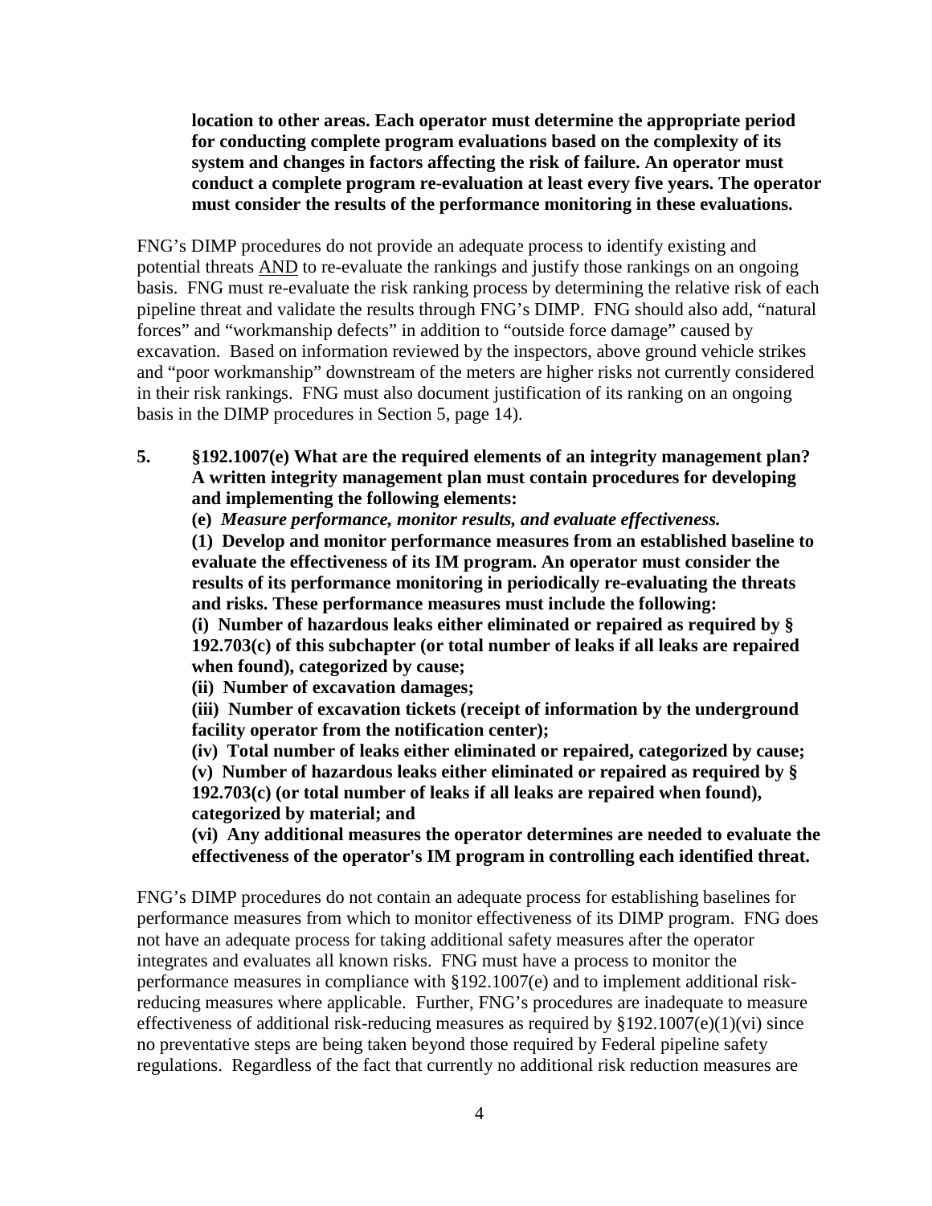**location to other areas. Each operator must determine the appropriate period for conducting complete program evaluations based on the complexity of its system and changes in factors affecting the risk of failure. An operator must conduct a complete program re-evaluation at least every five years. The operator must consider the results of the performance monitoring in these evaluations.**

FNG's DIMP procedures do not provide an adequate process to identify existing and potential threats AND to re-evaluate the rankings and justify those rankings on an ongoing basis. FNG must re-evaluate the risk ranking process by determining the relative risk of each pipeline threat and validate the results through FNG's DIMP. FNG should also add, "natural forces" and "workmanship defects" in addition to "outside force damage" caused by excavation. Based on information reviewed by the inspectors, above ground vehicle strikes and "poor workmanship" downstream of the meters are higher risks not currently considered in their risk rankings. FNG must also document justification of its ranking on an ongoing basis in the DIMP procedures in Section 5, page 14).

5. **§192.1007(e) What are the required elements of an integrity management plan? A written integrity management plan must contain procedures for developing and implementing the following elements:**

   **(e)** ***Measure performance, monitor results, and evaluate effectiveness.***

   **(1) Develop and monitor performance measures from an established baseline to evaluate the effectiveness of its IM program. An operator must consider the results of its performance monitoring in periodically re-evaluating the threats and risks. These performance measures must include the following:**

   **(i) Number of hazardous leaks either eliminated or repaired as required by § 192.703(c) of this subchapter (or total number of leaks if all leaks are repaired when found), categorized by cause;**

   **(ii) Number of excavation damages;**

   **(iii) Number of excavation tickets (receipt of information by the underground facility operator from the notification center);**

   **(iv) Total number of leaks either eliminated or repaired, categorized by cause;**

   **(v) Number of hazardous leaks either eliminated or repaired as required by § 192.703(c) (or total number of leaks if all leaks are repaired when found), categorized by material; and**

   **(vi) Any additional measures the operator determines are needed to evaluate the effectiveness of the operator's IM program in controlling each identified threat.**

FNG's DIMP procedures do not contain an adequate process for establishing baselines for performance measures from which to monitor effectiveness of its DIMP program. FNG does not have an adequate process for taking additional safety measures after the operator integrates and evaluates all known risks. FNG must have a process to monitor the performance measures in compliance with §192.1007(e) and to implement additional risk-reducing measures where applicable. Further, FNG's procedures are inadequate to measure effectiveness of additional risk-reducing measures as required by §192.1007(e)(1)(vi) since no preventative steps are being taken beyond those required by Federal pipeline safety regulations. Regardless of the fact that currently no additional risk reduction measures are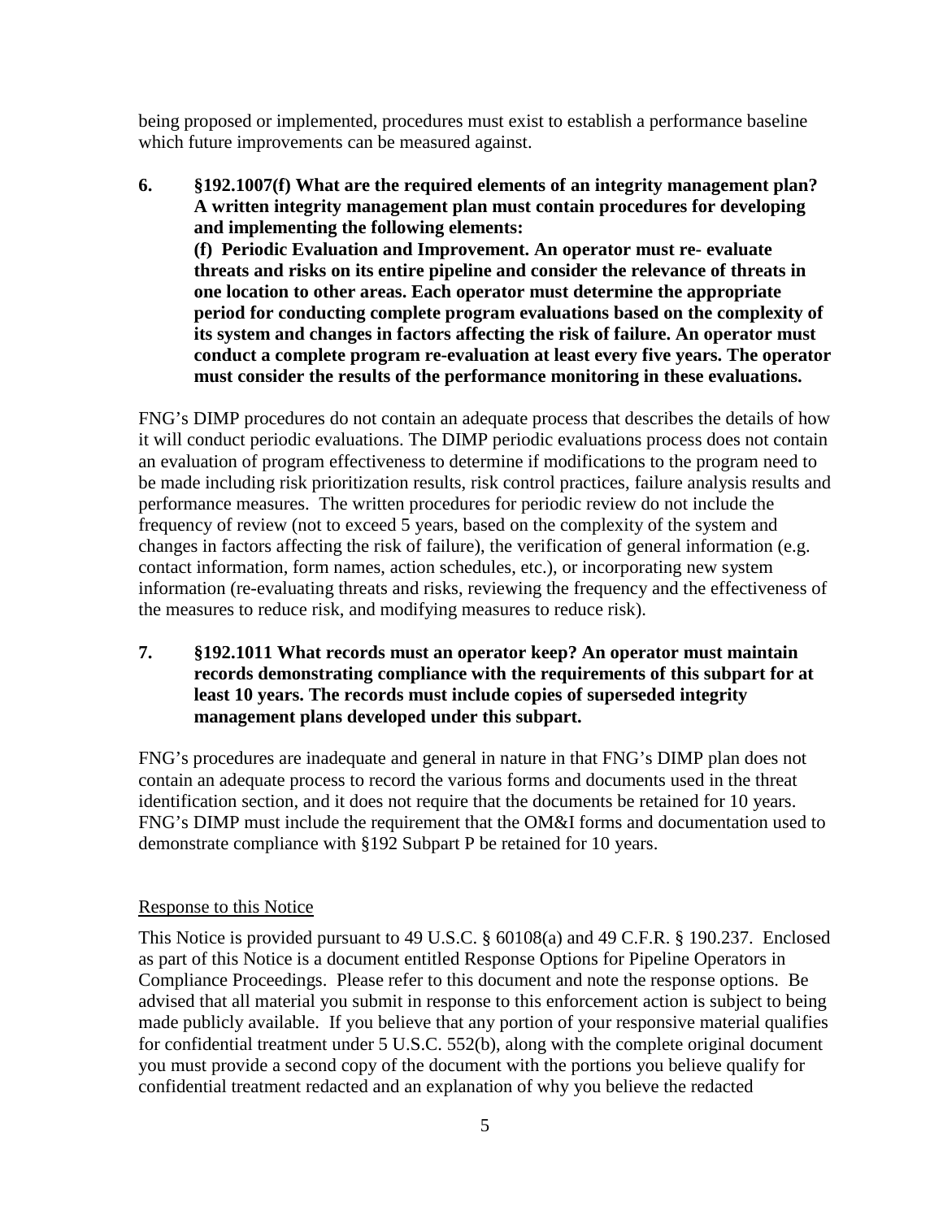being proposed or implemented, procedures must exist to establish a performance baseline which future improvements can be measured against.

**6. §192.1007(f) What are the required elements of an integrity management plan? A written integrity management plan must contain procedures for developing and implementing the following elements:**
**(f) Periodic Evaluation and Improvement. An operator must re- evaluate threats and risks on its entire pipeline and consider the relevance of threats in one location to other areas. Each operator must determine the appropriate period for conducting complete program evaluations based on the complexity of its system and changes in factors affecting the risk of failure. An operator must conduct a complete program re-evaluation at least every five years. The operator must consider the results of the performance monitoring in these evaluations.**

FNG's DIMP procedures do not contain an adequate process that describes the details of how it will conduct periodic evaluations. The DIMP periodic evaluations process does not contain an evaluation of program effectiveness to determine if modifications to the program need to be made including risk prioritization results, risk control practices, failure analysis results and performance measures. The written procedures for periodic review do not include the frequency of review (not to exceed 5 years, based on the complexity of the system and changes in factors affecting the risk of failure), the verification of general information (e.g. contact information, form names, action schedules, etc.), or incorporating new system information (re-evaluating threats and risks, reviewing the frequency and the effectiveness of the measures to reduce risk, and modifying measures to reduce risk).

**7. §192.1011 What records must an operator keep? An operator must maintain records demonstrating compliance with the requirements of this subpart for at least 10 years. The records must include copies of superseded integrity management plans developed under this subpart.**

FNG's procedures are inadequate and general in nature in that FNG's DIMP plan does not contain an adequate process to record the various forms and documents used in the threat identification section, and it does not require that the documents be retained for 10 years. FNG's DIMP must include the requirement that the OM&I forms and documentation used to demonstrate compliance with §192 Subpart P be retained for 10 years.

Response to this Notice

This Notice is provided pursuant to 49 U.S.C. § 60108(a) and 49 C.F.R. § 190.237. Enclosed as part of this Notice is a document entitled Response Options for Pipeline Operators in Compliance Proceedings. Please refer to this document and note the response options. Be advised that all material you submit in response to this enforcement action is subject to being made publicly available. If you believe that any portion of your responsive material qualifies for confidential treatment under 5 U.S.C. 552(b), along with the complete original document you must provide a second copy of the document with the portions you believe qualify for confidential treatment redacted and an explanation of why you believe the redacted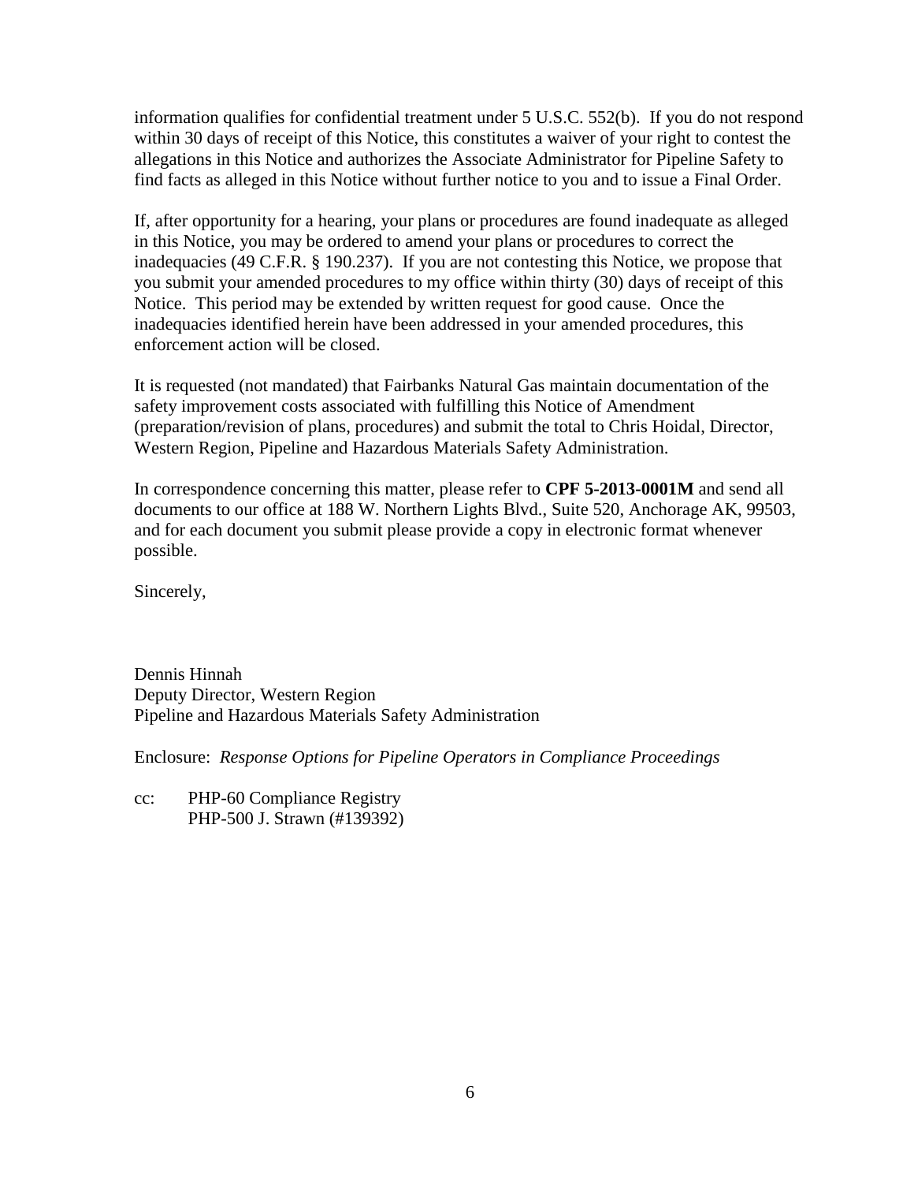information qualifies for confidential treatment under 5 U.S.C. 552(b). If you do not respond within 30 days of receipt of this Notice, this constitutes a waiver of your right to contest the allegations in this Notice and authorizes the Associate Administrator for Pipeline Safety to find facts as alleged in this Notice without further notice to you and to issue a Final Order.

If, after opportunity for a hearing, your plans or procedures are found inadequate as alleged in this Notice, you may be ordered to amend your plans or procedures to correct the inadequacies (49 C.F.R. § 190.237). If you are not contesting this Notice, we propose that you submit your amended procedures to my office within thirty (30) days of receipt of this Notice. This period may be extended by written request for good cause. Once the inadequacies identified herein have been addressed in your amended procedures, this enforcement action will be closed.

It is requested (not mandated) that Fairbanks Natural Gas maintain documentation of the safety improvement costs associated with fulfilling this Notice of Amendment (preparation/revision of plans, procedures) and submit the total to Chris Hoidal, Director, Western Region, Pipeline and Hazardous Materials Safety Administration.

In correspondence concerning this matter, please refer to **CPF 5-2013-0001M** and send all documents to our office at 188 W. Northern Lights Blvd., Suite 520, Anchorage AK, 99503, and for each document you submit please provide a copy in electronic format whenever possible.

Sincerely,

Dennis Hinnah
Deputy Director, Western Region
Pipeline and Hazardous Materials Safety Administration

Enclosure: *Response Options for Pipeline Operators in Compliance Proceedings*

cc: PHP-60 Compliance Registry
PHP-500 J. Strawn (#139392)